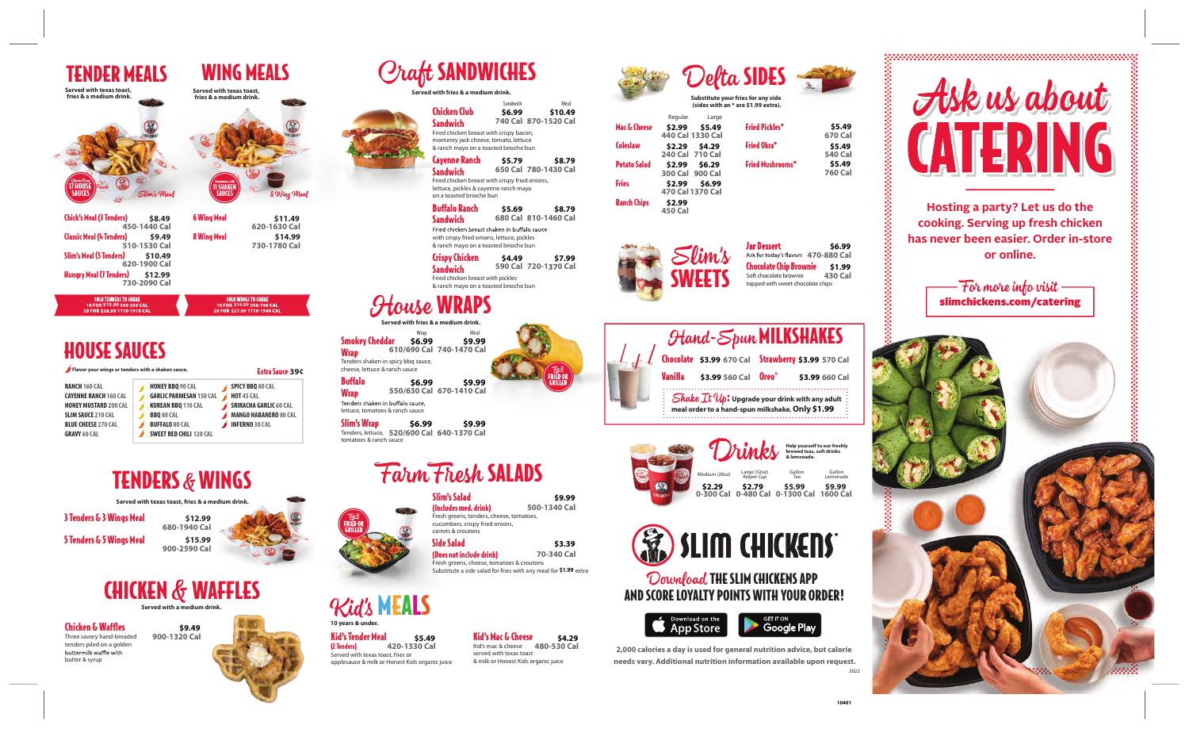# TENDER MEALS

Served with texas toast, fries & a medium drink.

17 HOUSE SAUCES

| Item | Price | Calories |
|---|---|---|
| Chick's Meal (3 Tenders) | $8.49 | 450-1440 Cal |
| Classic Meal (4 Tenders) | $9.49 | 510-1530 Cal |
| Slim's Meal (5 Tenders) | $10.49 | 620-1900 Cal |
| Hungry Meal (7 Tenders) | $12.99 | 730-2090 Cal |

SOLO TENDERS TO SHARE
10 FOR $15.99 560-950 CAL
20 FOR $28.99 1110-1910 CAL

# WING MEALS

Served with texas toast, fries & a medium drink.

11 SHAKEN SAUCES

| Item | Price | Calories |
|---|---|---|
| 6 Wing Meal | $11.49 | 620-1630 Cal |
| 8 Wing Meal | $14.99 | 730-1780 Cal |

SOLO WINGS TO SHARE
10 FOR $14.99 360-730 CAL
20 FOR $27.99 1110-1590 CAL

# HOUSE SAUCES

Flavor your wings or tenders with a shaken sauce.

Extra Sauce 39¢

- RANCH 160 CAL
- CAYENNE RANCH 160 CAL
- HONEY MUSTARD 200 CAL
- SLIM SAUCE 210 CAL
- BLUE CHEESE 270 CAL
- GRAVY 60 CAL
- HONEY BBQ 90 CAL
- GARLIC PARMESAN 150 CAL
- KOREAN BBQ 110 CAL
- BBQ 80 CAL
- BUFFALO 80 CAL
- SWEET RED CHILI 120 CAL
- SPICY BBQ 80 CAL
- HOT 45 CAL
- SRIRACHA GARLIC 60 CAL
- MANGO HABANERO 80 CAL
- INFERNO 30 CAL

# TENDERS & WINGS

Served with texas toast, fries & a medium drink.

| Item | Price | Calories |
|---|---|---|
| 3 Tenders & 3 Wings Meal | $12.99 | 680-1940 Cal |
| 5 Tenders & 5 Wings Meal | $15.99 | 900-2590 Cal |

# CHICKEN & WAFFLES

Served with a medium drink.

**Chicken & Waffles** $9.49 900-1320 Cal
Three savory hand-breaded tenders piled on a golden buttermilk waffle with butter & syrup

# Craft SANDWICHES

Served with fries & a medium drink.

| Item | Sandwich | Meal |
|---|---|---|
| **Chicken Club Sandwich** – Fried chicken breast with crispy bacon, monterey jack cheese, tomato, lettuce & ranch mayo on a toasted brioche bun | $6.99 740 Cal | $10.49 870-1520 Cal |
| **Cayenne Ranch Sandwich** – Fried chicken breast with crispy fried onions, lettuce, pickles & cayenne ranch mayo on a toasted brioche bun | $5.79 650 Cal | $8.79 780-1430 Cal |
| **Buffalo Ranch Sandwich** – Fried chicken breast shaken in buffalo sauce with crispy fried onions, lettuce, pickles & ranch mayo on a toasted brioche bun | $5.69 680 Cal | $8.79 810-1460 Cal |
| **Crispy Chicken Sandwich** – Fried chicken breast with pickles & ranch mayo on a toasted brioche bun | $4.49 590 Cal | $7.99 720-1370 Cal |

# House WRAPS

Served with fries & a medium drink.

| Item | Wrap | Meal |
|---|---|---|
| **Smokey Cheddar Wrap** – Tenders shaken in spicy bbq sauce, cheese, lettuce & ranch sauce | $6.99 610/690 Cal | $9.99 740-1470 Cal |
| **Buffalo Wrap** – Tenders shaken in buffalo sauce, lettuce, tomatoes & ranch sauce | $6.99 550/630 Cal | $9.99 670-1410 Cal |
| **Slim's Wrap** – Tenders, lettuce, tomatoes & ranch sauce | $6.99 520/600 Cal | $9.99 640-1370 Cal |

Try it FRIED OR GRILLED

# Farm Fresh SALADS

Try it FRIED OR GRILLED

**Slim's Salad (Includes med. drink)** $9.99 500-1340 Cal
Fresh greens, tenders, cheese, tomatoes, cucumbers, crispy fried onions, carrots & croutons

**Side Salad (Does not include drink)** $3.39 70-340 Cal
Fresh greens, cheese, tomatoes & croutons
Substitute a side salad for fries with any meal for $1.99 extra

# Kid's MEALS

10 years & under.

**Kid's Tender Meal (2 Tenders)** $5.49 420-1330 Cal
Served with texas toast, fries or applesauce & milk or Honest Kids organic juice

**Kid's Mac & Cheese** $4.29 480-530 Cal
Kid's mac & cheese served with texas toast & milk or Honest Kids organic juice

# Delta SIDES

Substitute your fries for any side (sides with an * are $1.99 extra).

| Side | Regular | Large |
|---|---|---|
| Mac & Cheese | $2.99 440 Cal | $5.49 1330 Cal |
| Coleslaw | $2.29 240 Cal | $4.29 710 Cal |
| Potato Salad | $2.99 300 Cal | $6.29 900 Cal |
| Fries | $2.99 470 Cal | $6.99 1370 Cal |
| Ranch Chips | $2.99 450 Cal | |

| Side | Price |
|---|---|
| Fried Pickles* | $5.49 670 Cal |
| Fried Okra* | $5.49 540 Cal |
| Fried Mushrooms* | $5.49 760 Cal |

# Slim's SWEETS

**Jar Dessert** $6.99 470-880 Cal
Ask for today's flavors

**Chocolate Chip Brownie** $1.99 430 Cal
Soft chocolate brownie topped with sweet chocolate chips

# Hand-Spun MILKSHAKES

| Flavor | Price |
|---|---|
| Chocolate | $3.99 670 Cal |
| Strawberry | $3.99 570 Cal |
| Vanilla | $3.99 560 Cal |
| Oreo® | $3.99 660 Cal |

**Shake It Up!** Upgrade your drink with any adult meal order to a hand-spun milkshake. Only $1.99

# Drinks

Help yourself to our freshly brewed teas, soft drinks & lemonade.

| Medium (20oz) | Large (32oz) Keeper Cup | Gallon Tea | Gallon Lemonade |
|---|---|---|---|
| $2.29 0-300 Cal | $2.79 0-480 Cal | $5.99 0-1300 Cal | $9.99 1600 Cal |

# SLIM CHICKENS

Download THE SLIM CHICKENS APP AND SCORE LOYALTY POINTS WITH YOUR ORDER!

Download on the App Store · GET IT ON Google Play

2,000 calories a day is used for general nutrition advice, but calorie needs vary. Additional nutrition information available upon request.

2022

# Ask us about CATERING

Hosting a party? Let us do the cooking. Serving up fresh chicken has never been easier. Order in-store or online.

For more info visit
**slimchickens.com/catering**

10401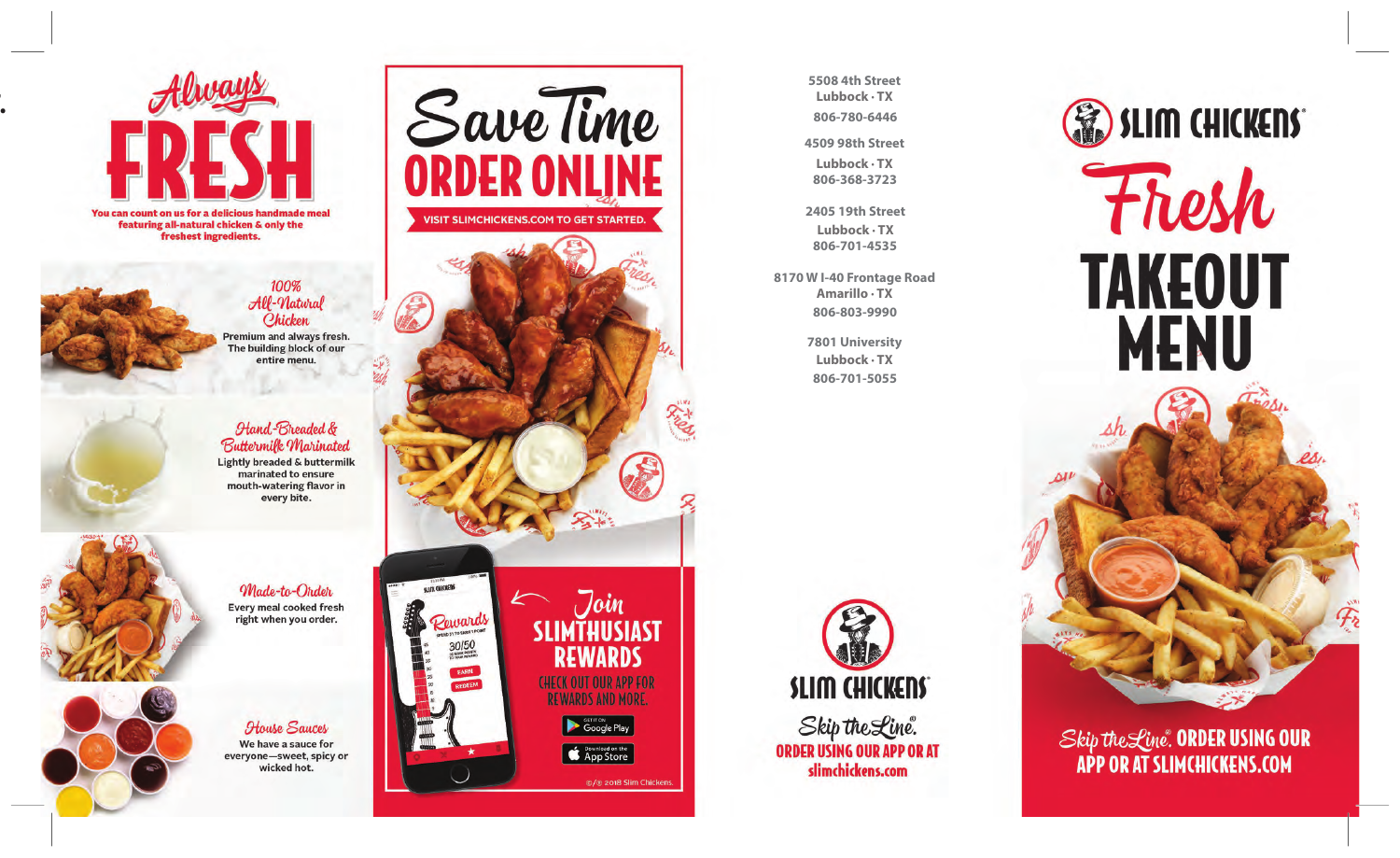# Always FRESH

You can count on us for a delicious handmade meal featuring all-natural chicken & only the freshest ingredients.

## 100% All-Natural Chicken

Premium and always fresh. The building block of our entire menu.

## Hand-Breaded & Buttermilk Marinated

Lightly breaded & buttermilk marinated to ensure mouth-watering flavor in every bite.

## Made-to-Order

Every meal cooked fresh right when you order.

## House Sauces

We have a sauce for everyone—sweet, spicy or wicked hot.

# Save Time ORDER ONLINE

VISIT SLIMCHICKENS.COM TO GET STARTED.

## Join SLIMTHUSIAST REWARDS

CHECK OUT OUR APP FOR REWARDS AND MORE.

GET IT ON Google Play

Download on the App Store

®/© 2018 Slim Chickens.

5508 4th Street
Lubbock · TX
806-780-6446

4509 98th Street
Lubbock · TX
806-368-3723

2405 19th Street
Lubbock · TX
806-701-4535

8170 W I-40 Frontage Road
Amarillo · TX
806-803-9990

7801 University
Lubbock · TX
806-701-5055

SLIM CHICKENS®

Skip the Line®

ORDER USING OUR APP OR AT slimchickens.com

# SLIM CHICKENS®

# Fresh TAKEOUT MENU

Skip the Line® ORDER USING OUR APP OR AT SLIMCHICKENS.COM